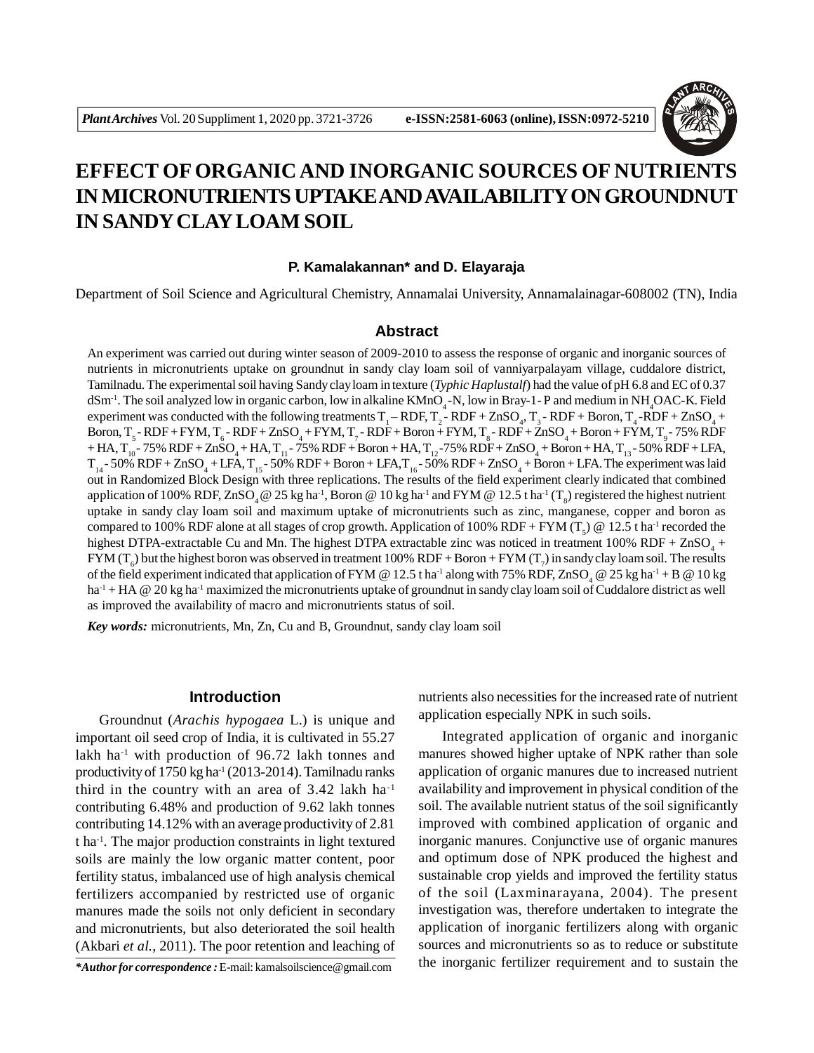# EFFECT OF ORGANIC AND INORGANIC SOURCES OF NUTRIENTS IN MICRONUTRIENTS UPTAKE AND AVAILABILITY ON GROUNDNUT IN SANDY CLAY LOAM SOIL

**P. Kamalakannan\* and D. Elayaraja**

Department of Soil Science and Agricultural Chemistry, Annamalai University, Annamalainagar-608002 (TN), India

## Abstract

An experiment was carried out during winter season of 2009-2010 to assess the response of organic and inorganic sources of nutrients in micronutrients uptake on groundnut in sandy clay loam soil of vanniyarpalayam village, cuddalore district, Tamilnadu. The experimental soil having Sandy clay loam in texture (*Typhic Haplustalf*) had the value of pH 6.8 and EC of 0.37 $dSm^{-1}$. The soil analyzed low in organic carbon, low in alkaline $KMnO_4$-N, low in Bray-1- P and medium in $NH_4OAC$-K. Field experiment was conducted with the following treatments $T_1$ – RDF, $T_2$ - RDF + $ZnSO_4$, $T_3$ - RDF + Boron, $T_4$ -RDF + $ZnSO_4$ + Boron, $T_5$ - RDF + FYM, $T_6$ - RDF + $ZnSO_4$ + FYM, $T_7$ - RDF + Boron + FYM, $T_8$ - RDF + $ZnSO_4$ + Boron + FYM, $T_9$ - 75% RDF + HA, $T_{10}$ - 75% RDF + $ZnSO_4$ + HA, $T_{11}$ - 75% RDF + Boron + HA, $T_{12}$ -75% RDF + $ZnSO_4$ + Boron + HA, $T_{13}$ - 50% RDF + LFA, $T_{14}$ - 50% RDF + $ZnSO_4$ + LFA, $T_{15}$ - 50% RDF + Boron + LFA, $T_{16}$ - 50% RDF + $ZnSO_4$ + Boron + LFA. The experiment was laid out in Randomized Block Design with three replications. The results of the field experiment clearly indicated that combined application of 100% RDF, $ZnSO_4$ @ 25 kg $ha^{-1}$, Boron @ 10 kg $ha^{-1}$ and FYM @ 12.5 t $ha^{-1}$ ($T_8$) registered the highest nutrient uptake in sandy clay loam soil and maximum uptake of micronutrients such as zinc, manganese, copper and boron as compared to 100% RDF alone at all stages of crop growth. Application of 100% RDF + FYM ($T_5$) @ 12.5 t $ha^{-1}$ recorded the highest DTPA-extractable Cu and Mn. The highest DTPA extractable zinc was noticed in treatment 100% RDF + $ZnSO_4$ + FYM ($T_6$) but the highest boron was observed in treatment 100% RDF + Boron + FYM ($T_7$) in sandy clay loam soil. The results of the field experiment indicated that application of FYM @ 12.5 t $ha^{-1}$ along with 75% RDF, $ZnSO_4$ @ 25 kg $ha^{-1}$ + B @ 10 kg $ha^{-1}$ + HA @ 20 kg $ha^{-1}$ maximized the micronutrients uptake of groundnut in sandy clay loam soil of Cuddalore district as well as improved the availability of macro and micronutrients status of soil.

***Key words:*** micronutrients, Mn, Zn, Cu and B, Groundnut, sandy clay loam soil

## Introduction

Groundnut (*Arachis hypogaea* L.) is unique and important oil seed crop of India, it is cultivated in 55.27 lakh $ha^{-1}$ with production of 96.72 lakh tonnes and productivity of 1750 kg $ha^{-1}$ (2013-2014). Tamilnadu ranks third in the country with an area of 3.42 lakh $ha^{-1}$ contributing 6.48% and production of 9.62 lakh tonnes contributing 14.12% with an average productivity of 2.81 t $ha^{-1}$. The major production constraints in light textured soils are mainly the low organic matter content, poor fertility status, imbalanced use of high analysis chemical fertilizers accompanied by restricted use of organic manures made the soils not only deficient in secondary and micronutrients, but also deteriorated the soil health (Akbari *et al.,* 2011). The poor retention and leaching of nutrients also necessities for the increased rate of nutrient application especially NPK in such soils.

Integrated application of organic and inorganic manures showed higher uptake of NPK rather than sole application of organic manures due to increased nutrient availability and improvement in physical condition of the soil. The available nutrient status of the soil significantly improved with combined application of organic and inorganic manures. Conjunctive use of organic manures and optimum dose of NPK produced the highest and sustainable crop yields and improved the fertility status of the soil (Laxminarayana, 2004). The present investigation was, therefore undertaken to integrate the application of inorganic fertilizers along with organic sources and micronutrients so as to reduce or substitute the inorganic fertilizer requirement and to sustain the

***\*Author for correspondence :*** E-mail: kamalsoilscience@gmail.com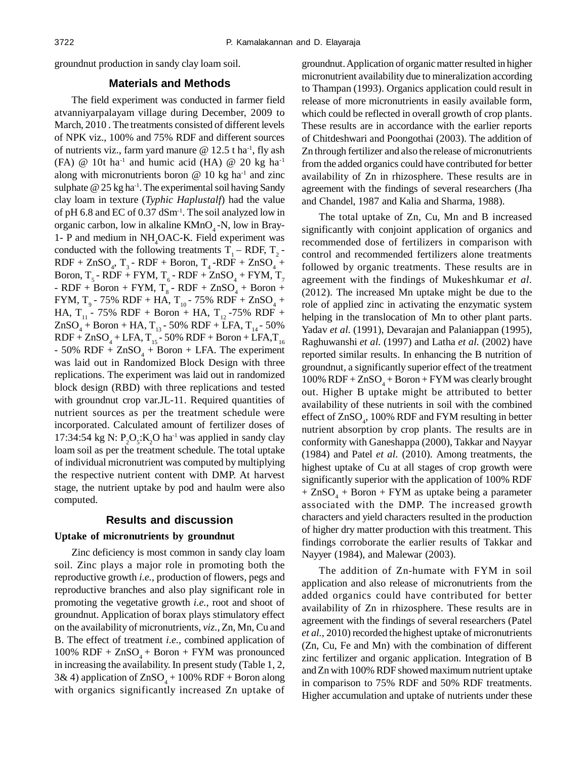groundnut production in sandy clay loam soil.

## Materials and Methods

The field experiment was conducted in farmer field atvanniyarpalayam village during December, 2009 to March, 2010 . The treatments consisted of different levels of NPK viz., 100% and 75% RDF and different sources of nutrients viz., farm yard manure @ 12.5 t $ha^{-1}$, fly ash (FA) @ 10t $ha^{-1}$ and humic acid (HA) @ 20 kg $ha^{-1}$ along with micronutrients boron @ 10 kg $ha^{-1}$ and zinc sulphate @ 25 kg $ha^{-1}$. The experimental soil having Sandy clay loam in texture (*Typhic Haplustalf*) had the value of pH 6.8 and EC of 0.37 $dSm^{-1}$. The soil analyzed low in organic carbon, low in alkaline $KMnO_4$-N, low in Bray-1- P and medium in $NH_4OAC$-K. Field experiment was conducted with the following treatments $T_1$ – RDF, $T_2$ - RDF + $ZnSO_4$, $T_3$ - RDF + Boron, $T_4$ -RDF + $ZnSO_4$ + Boron, $T_5$ - RDF + FYM, $T_6$ - RDF + $ZnSO_4$ + FYM, $T_7$ - RDF + Boron + FYM, $T_8$ - RDF + $ZnSO_4$ + Boron + FYM, $T_9$ - 75% RDF + HA, $T_{10}$ - 75% RDF + $ZnSO_4$ + HA, $T_{11}$ - 75% RDF + Boron + HA, $T_{12}$ -75% RDF + $ZnSO_4$ + Boron + HA, $T_{13}$ - 50% RDF + LFA, $T_{14}$ - 50% RDF + $ZnSO_4$ + LFA, $T_{15}$ - 50% RDF + Boron + LFA, $T_{16}$ - 50% RDF + $ZnSO_4$ + Boron + LFA. The experiment was laid out in Randomized Block Design with three replications. The experiment was laid out in randomized block design (RBD) with three replications and tested with groundnut crop var.JL-11. Required quantities of nutrient sources as per the treatment schedule were incorporated. Calculated amount of fertilizer doses of 17:34:54 kg N: $P_2O_5$:$K_2O$ $ha^{-1}$ was applied in sandy clay loam soil as per the treatment schedule. The total uptake of individual micronutrient was computed by multiplying the respective nutrient content with DMP. At harvest stage, the nutrient uptake by pod and haulm were also computed.

## Results and discussion

### Uptake of micronutrients by groundnut

Zinc deficiency is most common in sandy clay loam soil. Zinc plays a major role in promoting both the reproductive growth *i.e.,* production of flowers, pegs and reproductive branches and also play significant role in promoting the vegetative growth *i.e.,* root and shoot of groundnut. Application of borax plays stimulatory effect on the availability of micronutrients, *viz.,* Zn, Mn, Cu and B. The effect of treatment *i.e.,* combined application of 100% RDF + $ZnSO_4$ + Boron + FYM was pronounced in increasing the availability. In present study (Table 1, 2, 3& 4) application of $ZnSO_4$ + 100% RDF + Boron along with organics significantly increased Zn uptake of groundnut. Application of organic matter resulted in higher micronutrient availability due to mineralization according to Thampan (1993). Organics application could result in release of more micronutrients in easily available form, which could be reflected in overall growth of crop plants. These results are in accordance with the earlier reports of Chitdeshwari and Poongothai (2003). The addition of Zn through fertilizer and also the release of micronutrients from the added organics could have contributed for better availability of Zn in rhizosphere. These results are in agreement with the findings of several researchers (Jha and Chandel, 1987 and Kalia and Sharma, 1988).

The total uptake of Zn, Cu, Mn and B increased significantly with conjoint application of organics and recommended dose of fertilizers in comparison with control and recommended fertilizers alone treatments followed by organic treatments. These results are in agreement with the findings of Mukeshkumar *et al*. (2012). The increased Mn uptake might be due to the role of applied zinc in activating the enzymatic system helping in the translocation of Mn to other plant parts. Yadav *et al.* (1991), Devarajan and Palaniappan (1995), Raghuwanshi *et al.* (1997) and Latha *et al.* (2002) have reported similar results. In enhancing the B nutrition of groundnut, a significantly superior effect of the treatment 100% RDF + $ZnSO_4$ + Boron + FYM was clearly brought out. Higher B uptake might be attributed to better availability of these nutrients in soil with the combined effect of $ZnSO_4$, 100% RDF and FYM resulting in better nutrient absorption by crop plants. The results are in conformity with Ganeshappa (2000), Takkar and Nayyar (1984) and Patel *et al.* (2010). Among treatments, the highest uptake of Cu at all stages of crop growth were significantly superior with the application of 100% RDF + $ZnSO_4$ + Boron + FYM as uptake being a parameter associated with the DMP. The increased growth characters and yield characters resulted in the production of higher dry matter production with this treatment. This findings corroborate the earlier results of Takkar and Nayyer (1984), and Malewar (2003).

The addition of Zn-humate with FYM in soil application and also release of micronutrients from the added organics could have contributed for better availability of Zn in rhizosphere. These results are in agreement with the findings of several researchers (Patel *et al.*, 2010) recorded the highest uptake of micronutrients (Zn, Cu, Fe and Mn) with the combination of different zinc fertilizer and organic application. Integration of B and Zn with 100% RDF showed maximum nutrient uptake in comparison to 75% RDF and 50% RDF treatments. Higher accumulation and uptake of nutrients under these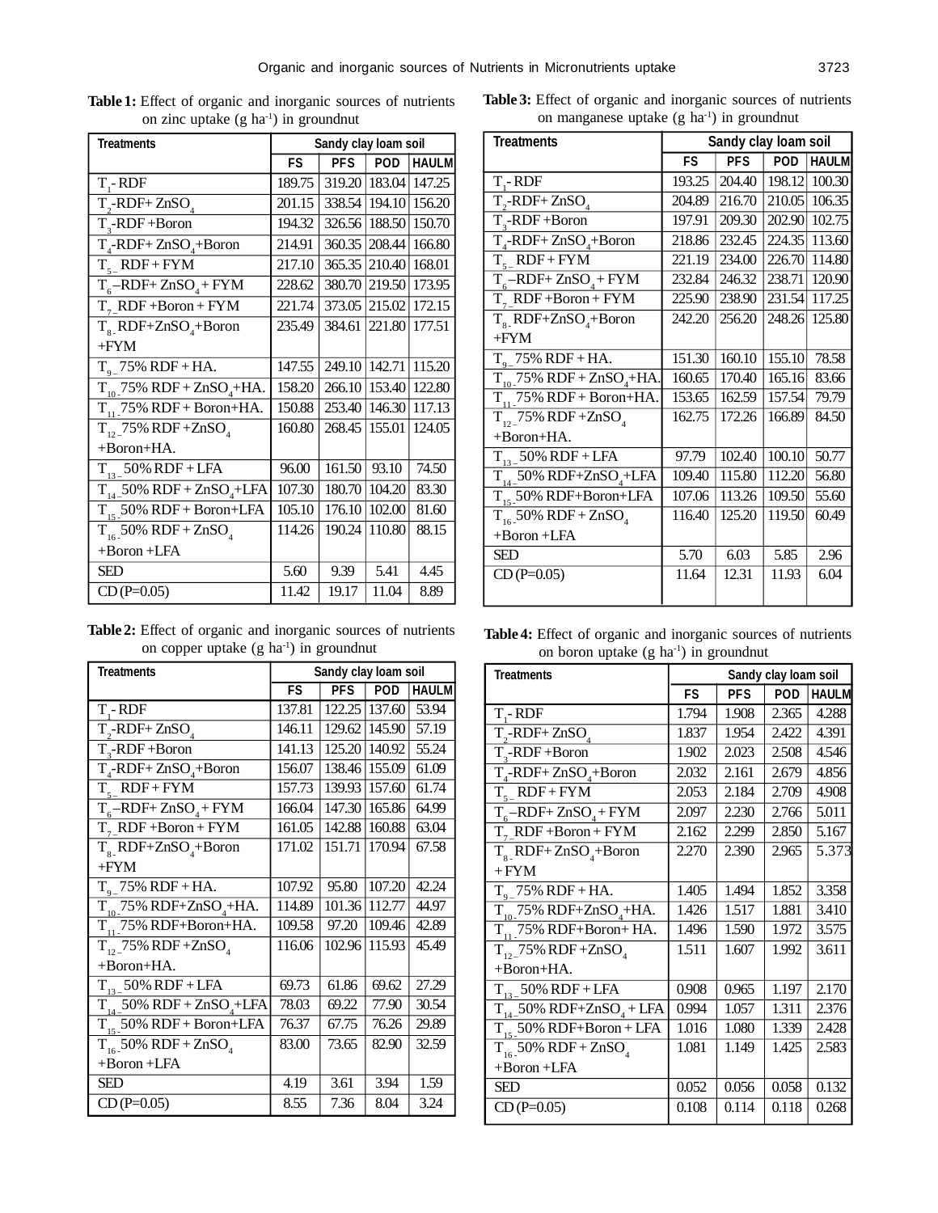**Table 1:** Effect of organic and inorganic sources of nutrients on zinc uptake (g $ha^{-1}$) in groundnut

| Treatments | Sandy clay loam soil | | | |
|---|---|---|---|---|
| | FS | PFS | POD | HAULM |
| $T_1$- RDF | 189.75 | 319.20 | 183.04 | 147.25 |
| $T_2$-RDF+ $ZnSO_4$ | 201.15 | 338.54 | 194.10 | 156.20 |
| $T_3$-RDF +Boron | 194.32 | 326.56 | 188.50 | 150.70 |
| $T_4$-RDF+ $ZnSO_4$+Boron | 214.91 | 360.35 | 208.44 | 166.80 |
| $T_5$ RDF + FYM | 217.10 | 365.35 | 210.40 | 168.01 |
| $T_6$–RDF+ $ZnSO_4$ + FYM | 228.62 | 380.70 | 219.50 | 173.95 |
| $T_7$ RDF +Boron + FYM | 221.74 | 373.05 | 215.02 | 172.15 |
| $T_8$ RDF+$ZnSO_4$+Boron +FYM | 235.49 | 384.61 | 221.80 | 177.51 |
| $T_9$ 75% RDF + HA. | 147.55 | 249.10 | 142.71 | 115.20 |
| $T_{10}$ 75% RDF + $ZnSO_4$+HA. | 158.20 | 266.10 | 153.40 | 122.80 |
| $T_{11}$ 75% RDF + Boron+HA. | 150.88 | 253.40 | 146.30 | 117.13 |
| $T_{12}$ 75% RDF +$ZnSO_4$ +Boron+HA. | 160.80 | 268.45 | 155.01 | 124.05 |
| $T_{13}$ 50% RDF + LFA | 96.00 | 161.50 | 93.10 | 74.50 |
| $T_{14}$ 50% RDF + $ZnSO_4$+LFA | 107.30 | 180.70 | 104.20 | 83.30 |
| $T_{15}$ 50% RDF + Boron+LFA | 105.10 | 176.10 | 102.00 | 81.60 |
| $T_{16}$ 50% RDF + $ZnSO_4$ +Boron +LFA | 114.26 | 190.24 | 110.80 | 88.15 |
| SED | 5.60 | 9.39 | 5.41 | 4.45 |
| CD (P=0.05) | 11.42 | 19.17 | 11.04 | 8.89 |

**Table 2:** Effect of organic and inorganic sources of nutrients on copper uptake (g $ha^{-1}$) in groundnut

| Treatments | Sandy clay loam soil | | | |
|---|---|---|---|---|
| | FS | PFS | POD | HAULM |
| $T_1$- RDF | 137.81 | 122.25 | 137.60 | 53.94 |
| $T_2$-RDF+ $ZnSO_4$ | 146.11 | 129.62 | 145.90 | 57.19 |
| $T_3$-RDF +Boron | 141.13 | 125.20 | 140.92 | 55.24 |
| $T_4$-RDF+ $ZnSO_4$+Boron | 156.07 | 138.46 | 155.09 | 61.09 |
| $T_5$ RDF + FYM | 157.73 | 139.93 | 157.60 | 61.74 |
| $T_6$–RDF+ $ZnSO_4$ + FYM | 166.04 | 147.30 | 165.86 | 64.99 |
| $T_7$ RDF +Boron + FYM | 161.05 | 142.88 | 160.88 | 63.04 |
| $T_8$ RDF+$ZnSO_4$+Boron +FYM | 171.02 | 151.71 | 170.94 | 67.58 |
| $T_9$ 75% RDF + HA. | 107.92 | 95.80 | 107.20 | 42.24 |
| $T_{10}$ 75% RDF+$ZnSO_4$+HA. | 114.89 | 101.36 | 112.77 | 44.97 |
| $T_{11}$ 75% RDF+Boron+HA. | 109.58 | 97.20 | 109.46 | 42.89 |
| $T_{12}$ 75% RDF +$ZnSO_4$ +Boron+HA. | 116.06 | 102.96 | 115.93 | 45.49 |
| $T_{13}$ 50% RDF + LFA | 69.73 | 61.86 | 69.62 | 27.29 |
| $T_{14}$ 50% RDF + $ZnSO_4$+LFA | 78.03 | 69.22 | 77.90 | 30.54 |
| $T_{15}$ 50% RDF + Boron+LFA | 76.37 | 67.75 | 76.26 | 29.89 |
| $T_{16}$ 50% RDF + $ZnSO_4$ +Boron +LFA | 83.00 | 73.65 | 82.90 | 32.59 |
| SED | 4.19 | 3.61 | 3.94 | 1.59 |
| CD (P=0.05) | 8.55 | 7.36 | 8.04 | 3.24 |

**Table 3:** Effect of organic and inorganic sources of nutrients on manganese uptake (g $ha^{-1}$) in groundnut

| Treatments | Sandy clay loam soil | | | |
|---|---|---|---|---|
| | FS | PFS | POD | HAULM |
| $T_1$- RDF | 193.25 | 204.40 | 198.12 | 100.30 |
| $T_2$-RDF+ $ZnSO_4$ | 204.89 | 216.70 | 210.05 | 106.35 |
| $T_3$-RDF +Boron | 197.91 | 209.30 | 202.90 | 102.75 |
| $T_4$-RDF+ $ZnSO_4$+Boron | 218.86 | 232.45 | 224.35 | 113.60 |
| $T_5$ RDF + FYM | 221.19 | 234.00 | 226.70 | 114.80 |
| $T_6$–RDF+ $ZnSO_4$ + FYM | 232.84 | 246.32 | 238.71 | 120.90 |
| $T_7$ RDF +Boron + FYM | 225.90 | 238.90 | 231.54 | 117.25 |
| $T_8$ RDF+$ZnSO_4$+Boron +FYM | 242.20 | 256.20 | 248.26 | 125.80 |
| $T_9$ 75% RDF + HA. | 151.30 | 160.10 | 155.10 | 78.58 |
| $T_{10}$ 75% RDF + $ZnSO_4$+HA. | 160.65 | 170.40 | 165.16 | 83.66 |
| $T_{11}$ 75% RDF + Boron+HA. | 153.65 | 162.59 | 157.54 | 79.79 |
| $T_{12}$ 75% RDF +$ZnSO_4$ +Boron+HA. | 162.75 | 172.26 | 166.89 | 84.50 |
| $T_{13}$ 50% RDF + LFA | 97.79 | 102.40 | 100.10 | 50.77 |
| $T_{14}$ 50% RDF+$ZnSO_4$+LFA | 109.40 | 115.80 | 112.20 | 56.80 |
| $T_{15}$ 50% RDF+Boron+LFA | 107.06 | 113.26 | 109.50 | 55.60 |
| $T_{16}$ 50% RDF + $ZnSO_4$ +Boron +LFA | 116.40 | 125.20 | 119.50 | 60.49 |
| SED | 5.70 | 6.03 | 5.85 | 2.96 |
| CD (P=0.05) | 11.64 | 12.31 | 11.93 | 6.04 |

**Table 4:** Effect of organic and inorganic sources of nutrients on boron uptake (g $ha^{-1}$) in groundnut

| Treatments | Sandy clay loam soil | | | |
|---|---|---|---|---|
| | FS | PFS | POD | HAULM |
| $T_1$- RDF | 1.794 | 1.908 | 2.365 | 4.288 |
| $T_2$-RDF+ $ZnSO_4$ | 1.837 | 1.954 | 2.422 | 4.391 |
| $T_3$-RDF +Boron | 1.902 | 2.023 | 2.508 | 4.546 |
| $T_4$-RDF+ $ZnSO_4$+Boron | 2.032 | 2.161 | 2.679 | 4.856 |
| $T_5$ RDF + FYM | 2.053 | 2.184 | 2.709 | 4.908 |
| $T_6$–RDF+ $ZnSO_4$ + FYM | 2.097 | 2.230 | 2.766 | 5.011 |
| $T_7$ RDF +Boron + FYM | 2.162 | 2.299 | 2.850 | 5.167 |
| $T_8$ RDF+ $ZnSO_4$+Boron + FYM | 2.270 | 2.390 | 2.965 | 5.373 |
| $T_9$ 75% RDF + HA. | 1.405 | 1.494 | 1.852 | 3.358 |
| $T_{10}$ 75% RDF+$ZnSO_4$+HA. | 1.426 | 1.517 | 1.881 | 3.410 |
| $T_{11}$ 75% RDF+Boron+ HA. | 1.496 | 1.590 | 1.972 | 3.575 |
| $T_{12}$ 75% RDF +$ZnSO_4$ +Boron+HA. | 1.511 | 1.607 | 1.992 | 3.611 |
| $T_{13}$ 50% RDF + LFA | 0.908 | 0.965 | 1.197 | 2.170 |
| $T_{14}$ 50% RDF+$ZnSO_4$ + LFA | 0.994 | 1.057 | 1.311 | 2.376 |
| $T_{15}$ 50% RDF+Boron + LFA | 1.016 | 1.080 | 1.339 | 2.428 |
| $T_{16}$ 50% RDF + $ZnSO_4$ +Boron +LFA | 1.081 | 1.149 | 1.425 | 2.583 |
| SED | 0.052 | 0.056 | 0.058 | 0.132 |
| CD (P=0.05) | 0.108 | 0.114 | 0.118 | 0.268 |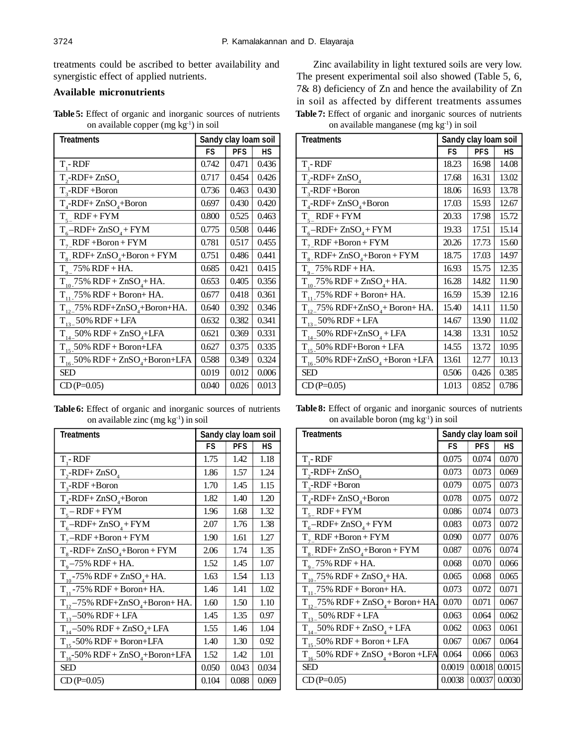treatments could be ascribed to better availability and synergistic effect of applied nutrients.

### Available micronutrients

**Table 5:** Effect of organic and inorganic sources of nutrients on available copper (mg $kg^{-1}$) in soil

| Treatments | Sandy clay loam soil | | |
|---|---|---|---|
| | FS | PFS | HS |
| $T_1$- RDF | 0.742 | 0.471 | 0.436 |
| $T_2$-RDF+ $ZnSO_4$ | 0.717 | 0.454 | 0.426 |
| $T_3$-RDF +Boron | 0.736 | 0.463 | 0.430 |
| $T_4$-RDF+ $ZnSO_4$+Boron | 0.697 | 0.430 | 0.420 |
| $T_5$ RDF + FYM | 0.800 | 0.525 | 0.463 |
| $T_6$–RDF+ $ZnSO_4$ + FYM | 0.775 | 0.508 | 0.446 |
| $T_7$ RDF +Boron + FYM | 0.781 | 0.517 | 0.455 |
| $T_8$ RDF+ $ZnSO_4$+Boron + FYM | 0.751 | 0.486 | 0.441 |
| $T_9$ 75% RDF + HA. | 0.685 | 0.421 | 0.415 |
| $T_{10}$ 75% RDF + $ZnSO_4$ + HA. | 0.653 | 0.405 | 0.356 |
| $T_{11}$ 75% RDF + Boron+ HA. | 0.677 | 0.418 | 0.361 |
| $T_{12}$ 75% RDF+$ZnSO_4$+Boron+HA. | 0.640 | 0.392 | 0.346 |
| $T_{13}$ 50% RDF + LFA | 0.632 | 0.382 | 0.341 |
| $T_{14}$ 50% RDF + $ZnSO_4$+LFA | 0.621 | 0.369 | 0.331 |
| $T_{15}$ 50% RDF + Boron+LFA | 0.627 | 0.375 | 0.335 |
| $T_{16}$ 50% RDF + $ZnSO_4$+Boron+LFA | 0.588 | 0.349 | 0.324 |
| SED | 0.019 | 0.012 | 0.006 |
| CD (P=0.05) | 0.040 | 0.026 | 0.013 |

**Table 6:** Effect of organic and inorganic sources of nutrients on available zinc (mg $kg^{-1}$) in soil

| Treatments | Sandy clay loam soil | | |
|---|---|---|---|
| | FS | PFS | HS |
| $T_1$- RDF | 1.75 | 1.42 | 1.18 |
| $T_2$-RDF+ $ZnSO_4$ | 1.86 | 1.57 | 1.24 |
| $T_3$-RDF +Boron | 1.70 | 1.45 | 1.15 |
| $T_4$-RDF+ $ZnSO_4$+Boron | 1.82 | 1.40 | 1.20 |
| $T_5$ – RDF + FYM | 1.96 | 1.68 | 1.32 |
| $T_6$–RDF+ $ZnSO_4$ + FYM | 2.07 | 1.76 | 1.38 |
| $T_7$–RDF +Boron + FYM | 1.90 | 1.61 | 1.27 |
| $T_8$-RDF+ $ZnSO_4$+Boron + FYM | 2.06 | 1.74 | 1.35 |
| $T_9$–75% RDF + HA. | 1.52 | 1.45 | 1.07 |
| $T_{10}$-75% RDF + $ZnSO_4$ + HA. | 1.63 | 1.54 | 1.13 |
| $T_{11}$-75% RDF + Boron+ HA. | 1.46 | 1.41 | 1.02 |
| $T_{12}$–75% RDF+$ZnSO_4$+Boron+ HA. | 1.60 | 1.50 | 1.10 |
| $T_{13}$–50% RDF + LFA | 1.45 | 1.35 | 0.97 |
| $T_{14}$–50% RDF + $ZnSO_4$+ LFA | 1.55 | 1.46 | 1.04 |
| $T_{15}$-50% RDF + Boron+LFA | 1.40 | 1.30 | 0.92 |
| $T_{16}$-50% RDF + $ZnSO_4$+Boron+LFA | 1.52 | 1.42 | 1.01 |
| SED | 0.050 | 0.043 | 0.034 |
| CD (P=0.05) | 0.104 | 0.088 | 0.069 |

Zinc availability in light textured soils are very low. The present experimental soil also showed (Table 5, 6, 7& 8) deficiency of Zn and hence the availability of Zn in soil as affected by different treatments assumes

**Table 7:** Effect of organic and inorganic sources of nutrients on available manganese (mg $kg^{-1}$) in soil

| Treatments | Sandy clay loam soil | | |
|---|---|---|---|
| | FS | PFS | HS |
| $T_1$- RDF | 18.23 | 16.98 | 14.08 |
| $T_2$-RDF+ $ZnSO_4$ | 17.68 | 16.31 | 13.02 |
| $T_3$-RDF +Boron | 18.06 | 16.93 | 13.78 |
| $T_4$-RDF+ $ZnSO_4$+Boron | 17.03 | 15.93 | 12.67 |
| $T_5$ RDF + FYM | 20.33 | 17.98 | 15.72 |
| $T_6$–RDF+ $ZnSO_4$ + FYM | 19.33 | 17.51 | 15.14 |
| $T_7$ RDF +Boron + FYM | 20.26 | 17.73 | 15.60 |
| $T_8$ RDF+ $ZnSO_4$+Boron + FYM | 18.75 | 17.03 | 14.97 |
| $T_9$ 75% RDF + HA. | 16.93 | 15.75 | 12.35 |
| $T_{10}$ 75% RDF + $ZnSO_4$ + HA. | 16.28 | 14.82 | 11.90 |
| $T_{11}$ 75% RDF + Boron+ HA. | 16.59 | 15.39 | 12.16 |
| $T_{12}$ 75% RDF+$ZnSO_4$+ Boron+ HA. | 15.40 | 14.11 | 11.50 |
| $T_{13}$ 50% RDF + LFA | 14.67 | 13.90 | 11.02 |
| $T_{14}$ 50% RDF+$ZnSO_4$ + LFA | 14.38 | 13.31 | 10.52 |
| $T_{15}$ 50% RDF+Boron + LFA | 14.55 | 13.72 | 10.95 |
| $T_{16}$ 50% RDF+$ZnSO_4$ +Boron +LFA | 13.61 | 12.77 | 10.13 |
| SED | 0.506 | 0.426 | 0.385 |
| CD (P=0.05) | 1.013 | 0.852 | 0.786 |

**Table 8:** Effect of organic and inorganic sources of nutrients on available boron (mg $kg^{-1}$) in soil

| Treatments | Sandy clay loam soil | | |
|---|---|---|---|
| | FS | PFS | HS |
| $T_1$- RDF | 0.075 | 0.074 | 0.070 |
| $T_2$-RDF+ $ZnSO_4$ | 0.073 | 0.073 | 0.069 |
| $T_3$-RDF +Boron | 0.079 | 0.075 | 0.073 |
| $T_4$-RDF+ $ZnSO_4$+Boron | 0.078 | 0.075 | 0.072 |
| $T_5$ RDF + FYM | 0.086 | 0.074 | 0.073 |
| $T_6$–RDF+ $ZnSO_4$ + FYM | 0.083 | 0.073 | 0.072 |
| $T_7$ RDF +Boron + FYM | 0.090 | 0.077 | 0.076 |
| $T_8$ RDF+ $ZnSO_4$+Boron + FYM | 0.087 | 0.076 | 0.074 |
| $T_9$ 75% RDF + HA. | 0.068 | 0.070 | 0.066 |
| $T_{10}$ 75% RDF + $ZnSO_4$+ HA. | 0.065 | 0.068 | 0.065 |
| $T_{11}$ 75% RDF + Boron+ HA. | 0.073 | 0.072 | 0.071 |
| $T_{12}$ 75% RDF + $ZnSO_4$ + Boron+ HA. | 0.070 | 0.071 | 0.067 |
| $T_{13}$ 50% RDF + LFA | 0.063 | 0.064 | 0.062 |
| $T_{14}$ 50% RDF + $ZnSO_4$ + LFA | 0.062 | 0.063 | 0.061 |
| $T_{15}$ 50% RDF + Boron + LFA | 0.067 | 0.067 | 0.064 |
| $T_{16}$ 50% RDF + $ZnSO_4$ +Boron +LFA | 0.064 | 0.066 | 0.063 |
| SED | 0.0019 | 0.0018 | 0.0015 |
| CD (P=0.05) | 0.0038 | 0.0037 | 0.0030 |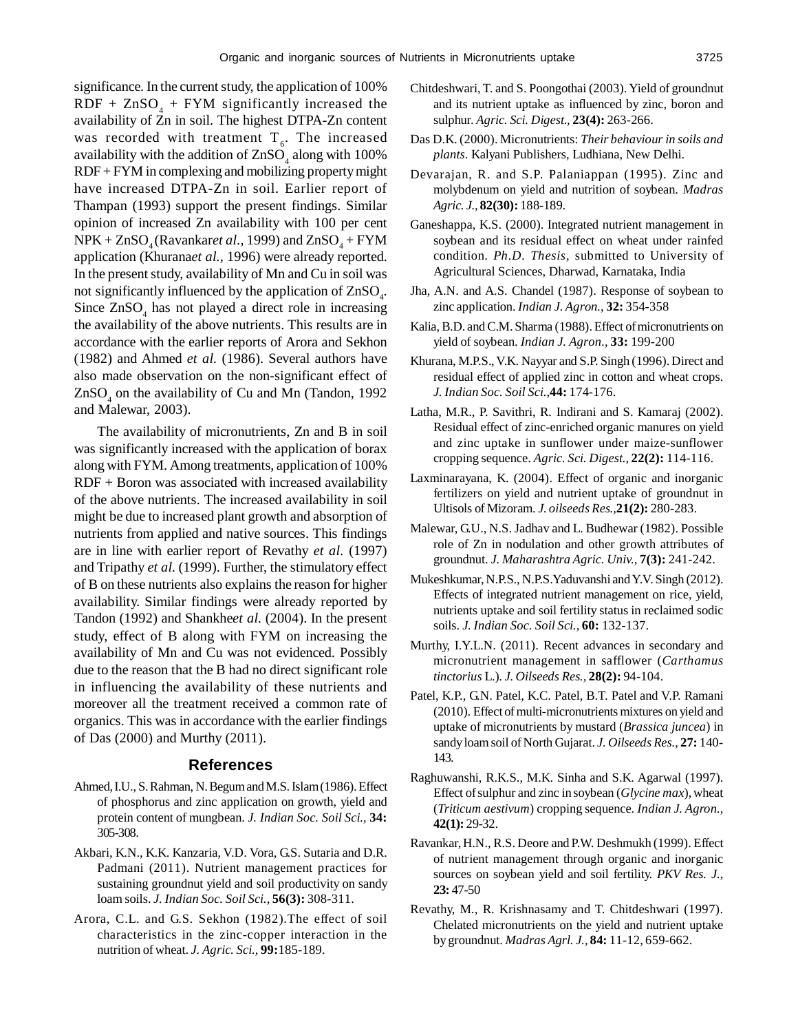significance. In the current study, the application of 100% RDF + $ZnSO_4$ + FYM significantly increased the availability of Zn in soil. The highest DTPA-Zn content was recorded with treatment $T_6$. The increased availability with the addition of $ZnSO_4$ along with 100% RDF + FYM in complexing and mobilizing property might have increased DTPA-Zn in soil. Earlier report of Thampan (1993) support the present findings. Similar opinion of increased Zn availability with 100 per cent NPK + $ZnSO_4$ (Ravankar*et al.,* 1999) and $ZnSO_4$ + FYM application (Khurana*et al.,* 1996) were already reported. In the present study, availability of Mn and Cu in soil was not significantly influenced by the application of $ZnSO_4$. Since $ZnSO_4$ has not played a direct role in increasing the availability of the above nutrients. This results are in accordance with the earlier reports of Arora and Sekhon (1982) and Ahmed *et al.* (1986). Several authors have also made observation on the non-significant effect of $ZnSO_4$ on the availability of Cu and Mn (Tandon, 1992 and Malewar, 2003).

The availability of micronutrients, Zn and B in soil was significantly increased with the application of borax along with FYM. Among treatments, application of 100% RDF + Boron was associated with increased availability of the above nutrients. The increased availability in soil might be due to increased plant growth and absorption of nutrients from applied and native sources. This findings are in line with earlier report of Revathy *et al.* (1997) and Tripathy *et al.* (1999). Further, the stimulatory effect of B on these nutrients also explains the reason for higher availability. Similar findings were already reported by Tandon (1992) and Shankhe*et al.* (2004). In the present study, effect of B along with FYM on increasing the availability of Mn and Cu was not evidenced. Possibly due to the reason that the B had no direct significant role in influencing the availability of these nutrients and moreover all the treatment received a common rate of organics. This was in accordance with the earlier findings of Das (2000) and Murthy (2011).

## References

Ahmed, I.U., S. Rahman, N. Begum and M.S. Islam (1986). Effect of phosphorus and zinc application on growth, yield and protein content of mungbean. *J. Indian Soc. Soil Sci.,* **34:** 305-308.

Akbari, K.N., K.K. Kanzaria, V.D. Vora, G.S. Sutaria and D.R. Padmani (2011). Nutrient management practices for sustaining groundnut yield and soil productivity on sandy loam soils. *J. Indian Soc. Soil Sci.,* **56(3):** 308-311.

Arora, C.L. and G.S. Sekhon (1982).The effect of soil characteristics in the zinc-copper interaction in the nutrition of wheat. *J. Agric. Sci.,* **99:**185-189.

Chitdeshwari, T. and S. Poongothai (2003). Yield of groundnut and its nutrient uptake as influenced by zinc, boron and sulphur. *Agric. Sci. Digest.,* **23(4):** 263-266.

Das D.K. (2000). Micronutrients: *Their behaviour in soils and plants*. Kalyani Publishers, Ludhiana, New Delhi.

Devarajan, R. and S.P. Palaniappan (1995). Zinc and molybdenum on yield and nutrition of soybean. *Madras Agric. J.,* **82(30):** 188-189.

Ganeshappa, K.S. (2000). Integrated nutrient management in soybean and its residual effect on wheat under rainfed condition. *Ph.D. Thesis*, submitted to University of Agricultural Sciences, Dharwad, Karnataka, India

Jha, A.N. and A.S. Chandel (1987). Response of soybean to zinc application. *Indian J. Agron.,* **32:** 354-358

Kalia, B.D. and C.M. Sharma (1988). Effect of micronutrients on yield of soybean. *Indian J. Agron.,* **33:** 199-200

Khurana, M.P.S., V.K. Nayyar and S.P. Singh (1996). Direct and residual effect of applied zinc in cotton and wheat crops. *J. Indian Soc. Soil Sci.,***44:** 174-176.

Latha, M.R., P. Savithri, R. Indirani and S. Kamaraj (2002). Residual effect of zinc-enriched organic manures on yield and zinc uptake in sunflower under maize-sunflower cropping sequence. *Agric. Sci. Digest.,* **22(2):** 114-116.

Laxminarayana, K. (2004). Effect of organic and inorganic fertilizers on yield and nutrient uptake of groundnut in Ultisols of Mizoram. *J. oilseeds Res.,***21(2):** 280-283.

Malewar, G.U., N.S. Jadhav and L. Budhewar (1982). Possible role of Zn in nodulation and other growth attributes of groundnut. *J. Maharashtra Agric. Univ.,* **7(3):** 241-242.

Mukeshkumar, N.P.S., N.P.S.Yaduvanshi and Y.V. Singh (2012). Effects of integrated nutrient management on rice, yield, nutrients uptake and soil fertility status in reclaimed sodic soils. *J. Indian Soc. Soil Sci.,* **60:** 132-137.

Murthy, I.Y.L.N. (2011). Recent advances in secondary and micronutrient management in safflower (*Carthamus tinctorius* L.). *J. Oilseeds Res.,* **28(2):** 94-104.

Patel, K.P., G.N. Patel, K.C. Patel, B.T. Patel and V.P. Ramani (2010). Effect of multi-micronutrients mixtures on yield and uptake of micronutrients by mustard (*Brassica juncea*) in sandy loam soil of North Gujarat. *J. Oilseeds Res.,* **27:** 140-143.

Raghuwanshi, R.K.S., M.K. Sinha and S.K. Agarwal (1997). Effect of sulphur and zinc in soybean (*Glycine max*), wheat (*Triticum aestivum*) cropping sequence. *Indian J. Agron.,* **42(1):** 29-32.

Ravankar, H.N., R.S. Deore and P.W. Deshmukh (1999). Effect of nutrient management through organic and inorganic sources on soybean yield and soil fertility. *PKV Res. J.,* **23:** 47-50

Revathy, M., R. Krishnasamy and T. Chitdeshwari (1997). Chelated micronutrients on the yield and nutrient uptake by groundnut. *Madras Agrl. J.,* **84:** 11-12, 659-662.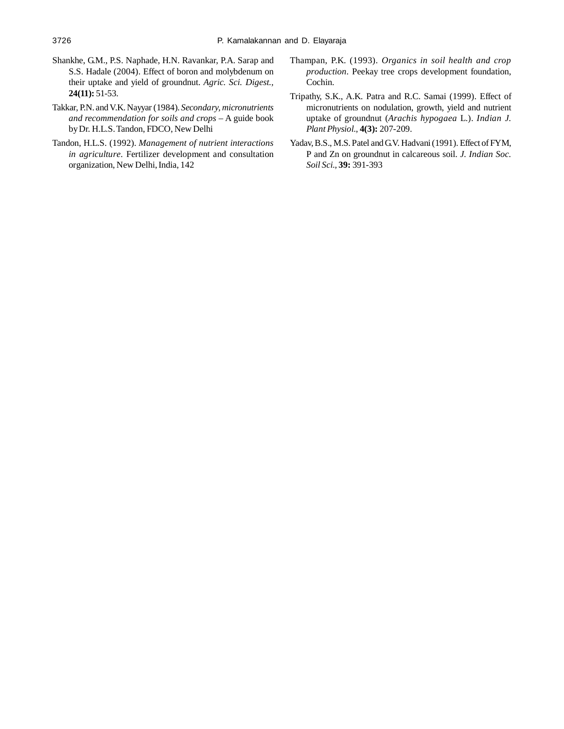Shankhe, G.M., P.S. Naphade, H.N. Ravankar, P.A. Sarap and S.S. Hadale (2004). Effect of boron and molybdenum on their uptake and yield of groundnut. *Agric. Sci. Digest.*, **24(11):** 51-53.

Takkar, P.N. and V.K. Nayyar (1984). *Secondary, micronutrients and recommendation for soils and crops* – A guide book by Dr. H.L.S. Tandon, FDCO, New Delhi

Tandon, H.L.S. (1992). *Management of nutrient interactions in agriculture*. Fertilizer development and consultation organization, New Delhi, India, 142

Thampan, P.K. (1993). *Organics in soil health and crop production*. Peekay tree crops development foundation, Cochin.

Tripathy, S.K., A.K. Patra and R.C. Samai (1999). Effect of micronutrients on nodulation, growth, yield and nutrient uptake of groundnut (*Arachis hypogaea* L.). *Indian J. Plant Physiol.,* **4(3):** 207-209.

Yadav, B.S., M.S. Patel and G.V. Hadvani (1991). Effect of FYM, P and Zn on groundnut in calcareous soil. *J. Indian Soc. Soil Sci.,* **39:** 391-393